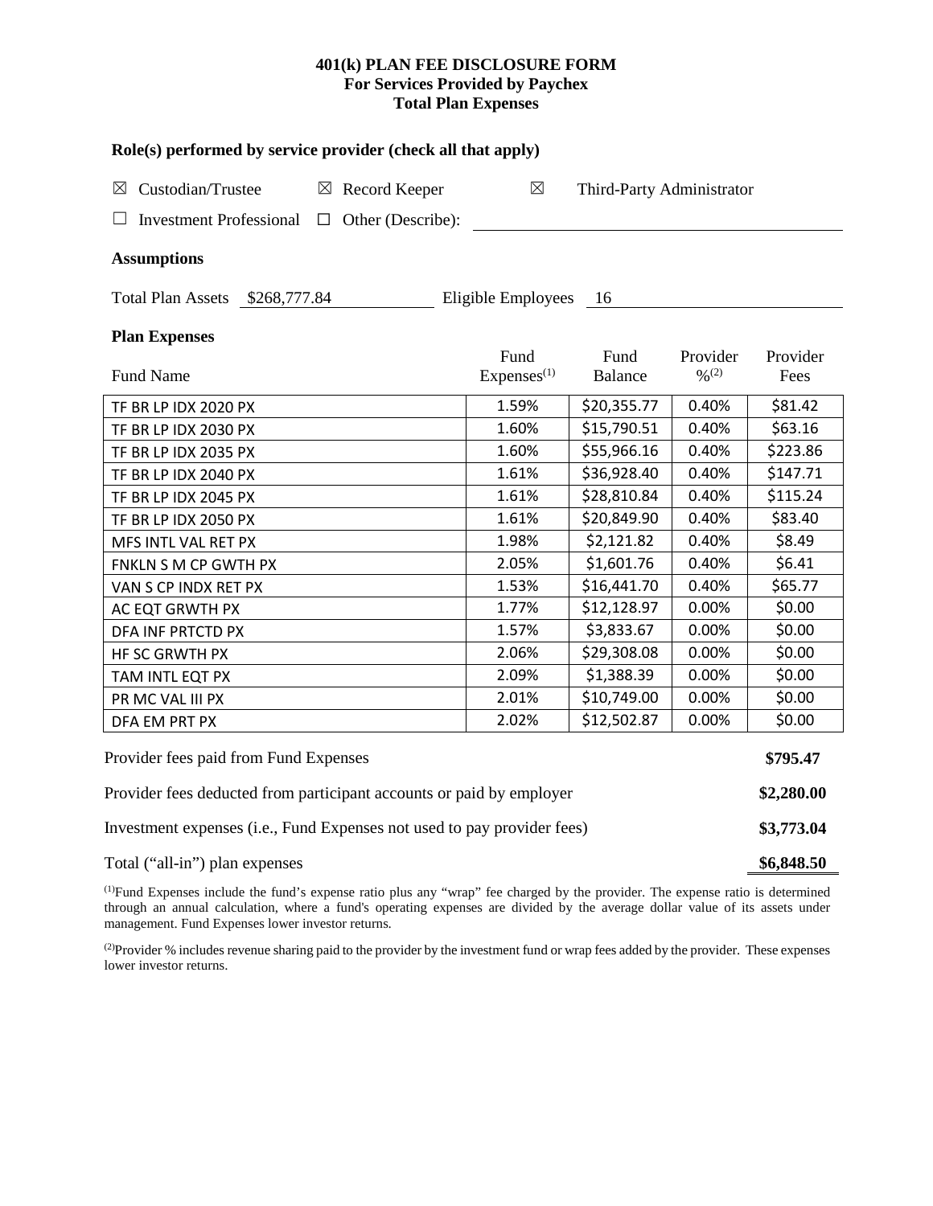# 401(k) PLAN FEE DISCLOSURE FORM
## For Services Provided by Paychex
## Total Plan Expenses

### Role(s) performed by service provider (check all that apply)

☒ Custodian/Trustee ☒ Record Keeper ☒ Third-Party Administrator

☐ Investment Professional ☐ Other (Describe): \_\_\_\_\_\_\_\_\_\_

### Assumptions

Total Plan Assets $268,777.84 Eligible Employees 16

### Plan Expenses

| Fund Name | Fund Expenses[(1)] | Fund Balance | Provider %[(2)] | Provider Fees |
|---|---|---|---|---|
| TF BR LP IDX 2020 PX | 1.59% | $20,355.77 | 0.40% | $81.42 |
| TF BR LP IDX 2030 PX | 1.60% | $15,790.51 | 0.40% | $63.16 |
| TF BR LP IDX 2035 PX | 1.60% | $55,966.16 | 0.40% | $223.86 |
| TF BR LP IDX 2040 PX | 1.61% | $36,928.40 | 0.40% | $147.71 |
| TF BR LP IDX 2045 PX | 1.61% | $28,810.84 | 0.40% | $115.24 |
| TF BR LP IDX 2050 PX | 1.61% | $20,849.90 | 0.40% | $83.40 |
| MFS INTL VAL RET PX | 1.98% | $2,121.82 | 0.40% | $8.49 |
| FNKLN S M CP GWTH PX | 2.05% | $1,601.76 | 0.40% | $6.41 |
| VAN S CP INDX RET PX | 1.53% | $16,441.70 | 0.40% | $65.77 |
| AC EQT GRWTH PX | 1.77% | $12,128.97 | 0.00% | $0.00 |
| DFA INF PRTCTD PX | 1.57% | $3,833.67 | 0.00% | $0.00 |
| HF SC GRWTH PX | 2.06% | $29,308.08 | 0.00% | $0.00 |
| TAM INTL EQT PX | 2.09% | $1,388.39 | 0.00% | $0.00 |
| PR MC VAL III PX | 2.01% | $10,749.00 | 0.00% | $0.00 |
| DFA EM PRT PX | 2.02% | $12,502.87 | 0.00% | $0.00 |

| | |
|---|---|
| Provider fees paid from Fund Expenses | **$795.47** |
| Provider fees deducted from participant accounts or paid by employer | **$2,280.00** |
| Investment expenses (i.e., Fund Expenses not used to pay provider fees) | **$3,773.04** |
| Total ("all-in") plan expenses | **$6,848.50** |

[(1)]Fund Expenses include the fund's expense ratio plus any "wrap" fee charged by the provider. The expense ratio is determined through an annual calculation, where a fund's operating expenses are divided by the average dollar value of its assets under management. Fund Expenses lower investor returns.

[(2)]Provider % includes revenue sharing paid to the provider by the investment fund or wrap fees added by the provider. These expenses lower investor returns.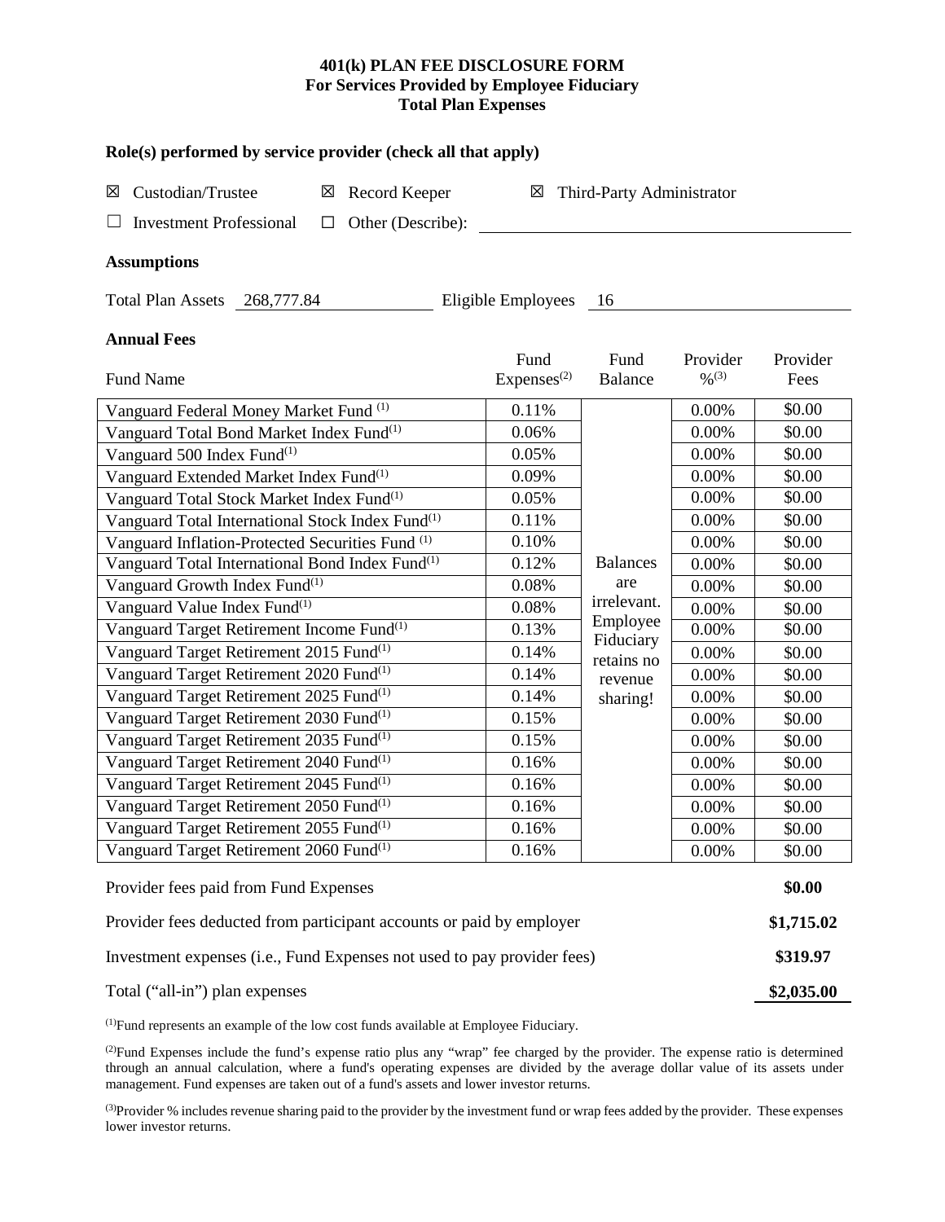**401(k) PLAN FEE DISCLOSURE FORM**
**For Services Provided by Employee Fiduciary**
**Total Plan Expenses**

**Role(s) performed by service provider (check all that apply)**

☒ Custodian/Trustee ☒ Record Keeper ☒ Third-Party Administrator

☐ Investment Professional ☐ Other (Describe): \_\_\_\_\_\_\_\_\_\_\_\_

**Assumptions**

Total Plan Assets 268,777.84 Eligible Employees 16

**Annual Fees**

| Fund Name | Fund Expenses[2] | Fund Balance | Provider %[3] | Provider Fees |
|---|---|---|---|---|
| Vanguard Federal Money Market Fund [1] | 0.11% | Balances are irrelevant. Employee Fiduciary retains no revenue sharing! | 0.00% | $0.00 |
| Vanguard Total Bond Market Index Fund[1] | 0.06% | | 0.00% | $0.00 |
| Vanguard 500 Index Fund[1] | 0.05% | | 0.00% | $0.00 |
| Vanguard Extended Market Index Fund[1] | 0.09% | | 0.00% | $0.00 |
| Vanguard Total Stock Market Index Fund[1] | 0.05% | | 0.00% | $0.00 |
| Vanguard Total International Stock Index Fund[1] | 0.11% | | 0.00% | $0.00 |
| Vanguard Inflation-Protected Securities Fund [1] | 0.10% | | 0.00% | $0.00 |
| Vanguard Total International Bond Index Fund[1] | 0.12% | | 0.00% | $0.00 |
| Vanguard Growth Index Fund[1] | 0.08% | | 0.00% | $0.00 |
| Vanguard Value Index Fund[1] | 0.08% | | 0.00% | $0.00 |
| Vanguard Target Retirement Income Fund[1] | 0.13% | | 0.00% | $0.00 |
| Vanguard Target Retirement 2015 Fund[1] | 0.14% | | 0.00% | $0.00 |
| Vanguard Target Retirement 2020 Fund[1] | 0.14% | | 0.00% | $0.00 |
| Vanguard Target Retirement 2025 Fund[1] | 0.14% | | 0.00% | $0.00 |
| Vanguard Target Retirement 2030 Fund[1] | 0.15% | | 0.00% | $0.00 |
| Vanguard Target Retirement 2035 Fund[1] | 0.15% | | 0.00% | $0.00 |
| Vanguard Target Retirement 2040 Fund[1] | 0.16% | | 0.00% | $0.00 |
| Vanguard Target Retirement 2045 Fund[1] | 0.16% | | 0.00% | $0.00 |
| Vanguard Target Retirement 2050 Fund[1] | 0.16% | | 0.00% | $0.00 |
| Vanguard Target Retirement 2055 Fund[1] | 0.16% | | 0.00% | $0.00 |
| Vanguard Target Retirement 2060 Fund[1] | 0.16% | | 0.00% | $0.00 |

| | |
|---|---|
| Provider fees paid from Fund Expenses | **$0.00** |
| Provider fees deducted from participant accounts or paid by employer | **$1,715.02** |
| Investment expenses (i.e., Fund Expenses not used to pay provider fees) | **$319.97** |
| Total ("all-in") plan expenses | **$2,035.00** |

[1]Fund represents an example of the low cost funds available at Employee Fiduciary.

[2]Fund Expenses include the fund's expense ratio plus any "wrap" fee charged by the provider. The expense ratio is determined through an annual calculation, where a fund's operating expenses are divided by the average dollar value of its assets under management. Fund expenses are taken out of a fund's assets and lower investor returns.

[3]Provider % includes revenue sharing paid to the provider by the investment fund or wrap fees added by the provider. These expenses lower investor returns.